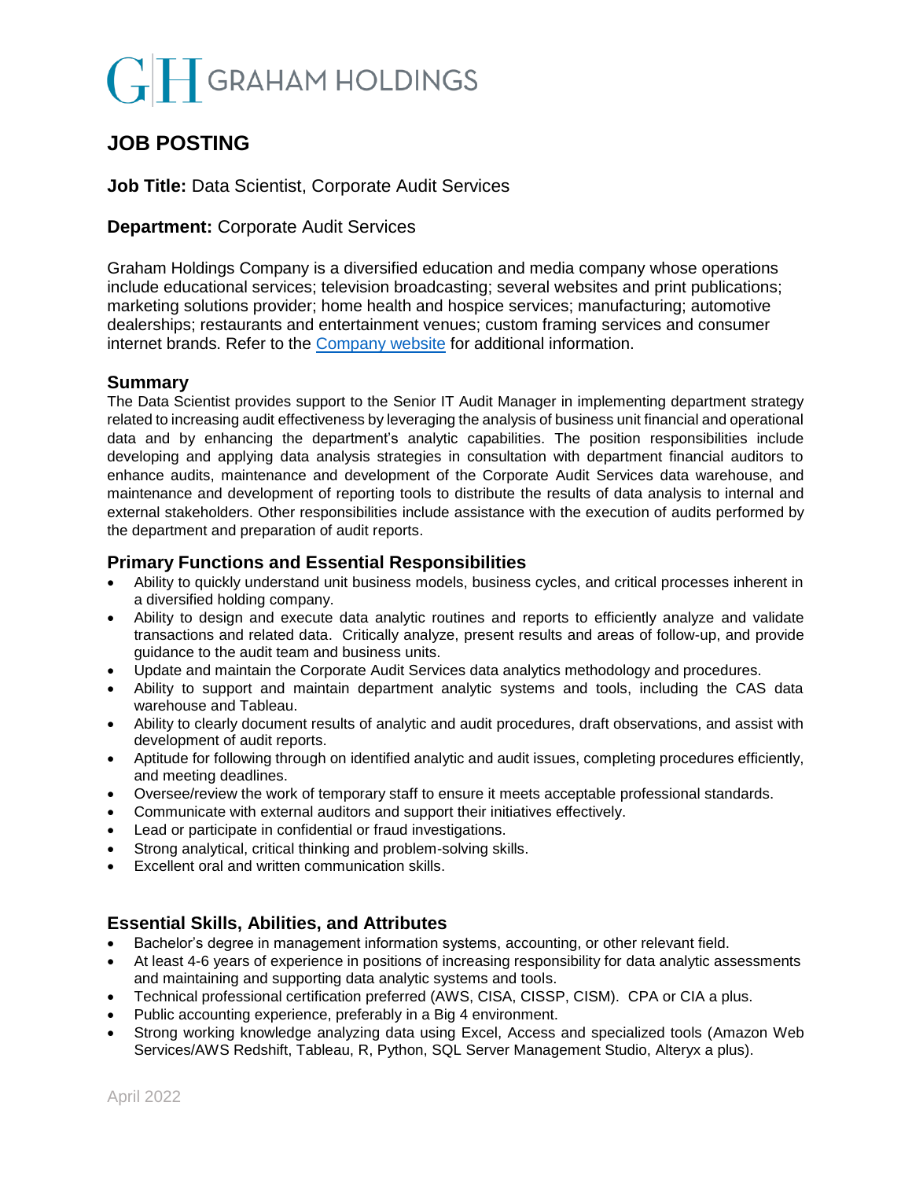GRAHAM HOLDINGS

# JOB POSTING

**Job Title:** Data Scientist, Corporate Audit Services

**Department:** Corporate Audit Services

Graham Holdings Company is a diversified education and media company whose operations include educational services; television broadcasting; several websites and print publications; marketing solutions provider; home health and hospice services; manufacturing; automotive dealerships; restaurants and entertainment venues; custom framing services and consumer internet brands. Refer to the [Company website](#) for additional information.

## Summary

The Data Scientist provides support to the Senior IT Audit Manager in implementing department strategy related to increasing audit effectiveness by leveraging the analysis of business unit financial and operational data and by enhancing the department's analytic capabilities. The position responsibilities include developing and applying data analysis strategies in consultation with department financial auditors to enhance audits, maintenance and development of the Corporate Audit Services data warehouse, and maintenance and development of reporting tools to distribute the results of data analysis to internal and external stakeholders. Other responsibilities include assistance with the execution of audits performed by the department and preparation of audit reports.

## Primary Functions and Essential Responsibilities

- Ability to quickly understand unit business models, business cycles, and critical processes inherent in a diversified holding company.
- Ability to design and execute data analytic routines and reports to efficiently analyze and validate transactions and related data. Critically analyze, present results and areas of follow-up, and provide guidance to the audit team and business units.
- Update and maintain the Corporate Audit Services data analytics methodology and procedures.
- Ability to support and maintain department analytic systems and tools, including the CAS data warehouse and Tableau.
- Ability to clearly document results of analytic and audit procedures, draft observations, and assist with development of audit reports.
- Aptitude for following through on identified analytic and audit issues, completing procedures efficiently, and meeting deadlines.
- Oversee/review the work of temporary staff to ensure it meets acceptable professional standards.
- Communicate with external auditors and support their initiatives effectively.
- Lead or participate in confidential or fraud investigations.
- Strong analytical, critical thinking and problem-solving skills.
- Excellent oral and written communication skills.

## Essential Skills, Abilities, and Attributes

- Bachelor's degree in management information systems, accounting, or other relevant field.
- At least 4-6 years of experience in positions of increasing responsibility for data analytic assessments and maintaining and supporting data analytic systems and tools.
- Technical professional certification preferred (AWS, CISA, CISSP, CISM). CPA or CIA a plus.
- Public accounting experience, preferably in a Big 4 environment.
- Strong working knowledge analyzing data using Excel, Access and specialized tools (Amazon Web Services/AWS Redshift, Tableau, R, Python, SQL Server Management Studio, Alteryx a plus).

April 2022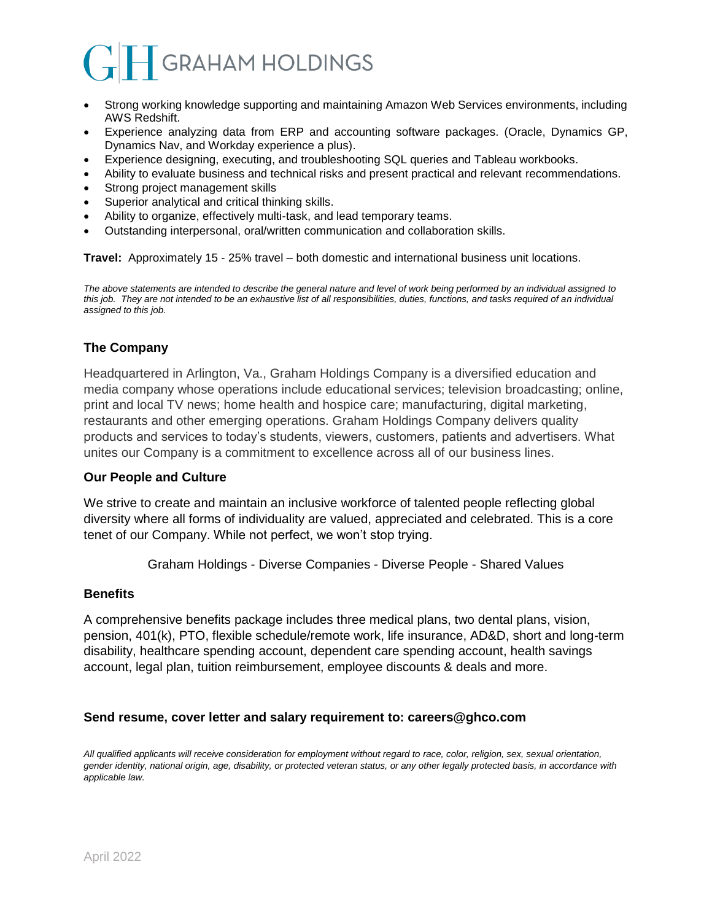- Strong working knowledge supporting and maintaining Amazon Web Services environments, including AWS Redshift.
- Experience analyzing data from ERP and accounting software packages. (Oracle, Dynamics GP, Dynamics Nav, and Workday experience a plus).
- Experience designing, executing, and troubleshooting SQL queries and Tableau workbooks.
- Ability to evaluate business and technical risks and present practical and relevant recommendations.
- Strong project management skills
- Superior analytical and critical thinking skills.
- Ability to organize, effectively multi-task, and lead temporary teams.
- Outstanding interpersonal, oral/written communication and collaboration skills.

**Travel:** Approximately 15 - 25% travel – both domestic and international business unit locations.

*The above statements are intended to describe the general nature and level of work being performed by an individual assigned to this job. They are not intended to be an exhaustive list of all responsibilities, duties, functions, and tasks required of an individual assigned to this job.*

### The Company

Headquartered in Arlington, Va., Graham Holdings Company is a diversified education and media company whose operations include educational services; television broadcasting; online, print and local TV news; home health and hospice care; manufacturing, digital marketing, restaurants and other emerging operations. Graham Holdings Company delivers quality products and services to today's students, viewers, customers, patients and advertisers. What unites our Company is a commitment to excellence across all of our business lines.

### Our People and Culture

We strive to create and maintain an inclusive workforce of talented people reflecting global diversity where all forms of individuality are valued, appreciated and celebrated. This is a core tenet of our Company. While not perfect, we won't stop trying.

Graham Holdings - Diverse Companies - Diverse People - Shared Values

### Benefits

A comprehensive benefits package includes three medical plans, two dental plans, vision, pension, 401(k), PTO, flexible schedule/remote work, life insurance, AD&D, short and long-term disability, healthcare spending account, dependent care spending account, health savings account, legal plan, tuition reimbursement, employee discounts & deals and more.

**Send resume, cover letter and salary requirement to: careers@ghco.com**

*All qualified applicants will receive consideration for employment without regard to race, color, religion, sex, sexual orientation, gender identity, national origin, age, disability, or protected veteran status, or any other legally protected basis, in accordance with applicable law.*

April 2022